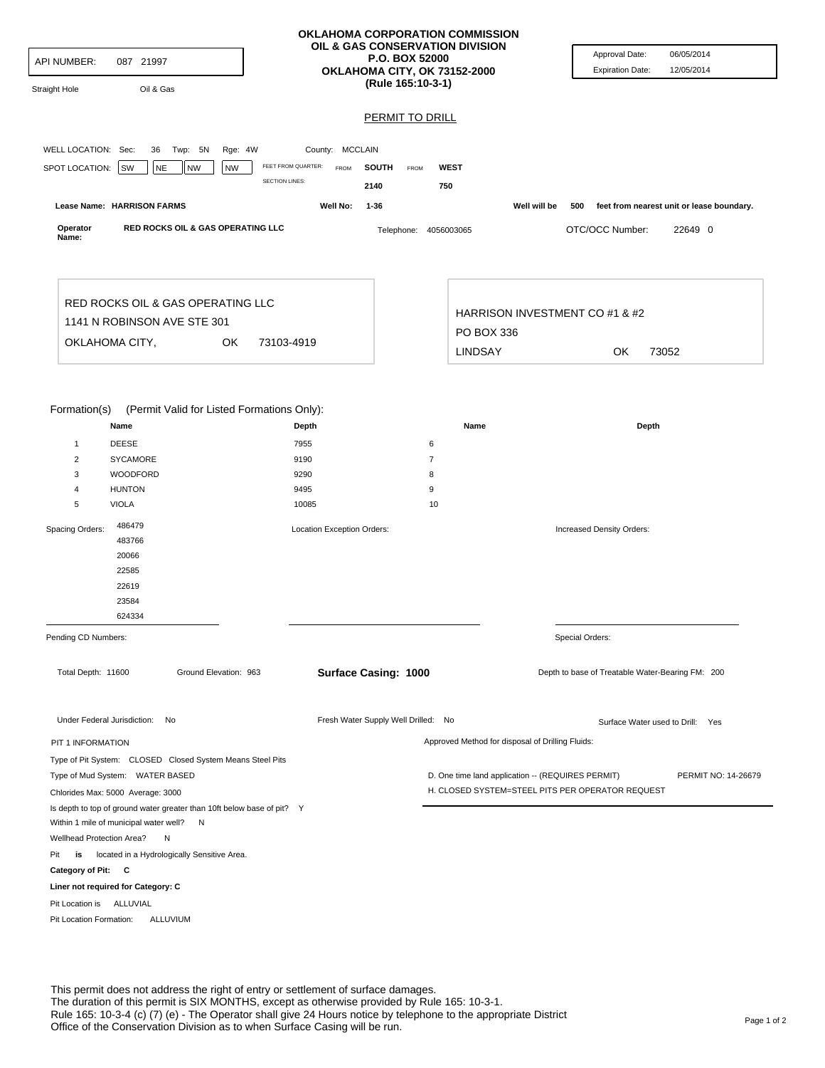API NUMBER: 087 21997

Straight Hole    Oil & Gas

# OKLAHOMA CORPORATION COMMISSION
## OIL & GAS CONSERVATION DIVISION
**P.O. BOX 52000**
**OKLAHOMA CITY, OK 73152-2000**
**(Rule 165:10-3-1)**

Approval Date: 06/05/2014
Expiration Date: 12/05/2014

## PERMIT TO DRILL

WELL LOCATION: Sec: 36 Twp: 5N Rge: 4W County: MCCLAIN

SPOT LOCATION: SW NE NW NW    FEET FROM QUARTER: FROM **SOUTH** FROM **WEST**
SECTION LINES: **2140** **750**

**Lease Name: HARRISON FARMS**    **Well No: 1-36**    **Well will be 500 feet from nearest unit or lease boundary.**

**Operator Name: RED ROCKS OIL & GAS OPERATING LLC**    Telephone: 4056003065    OTC/OCC Number: 22649 0

RED ROCKS OIL & GAS OPERATING LLC
1141 N ROBINSON AVE STE 301
OKLAHOMA CITY, OK 73103-4919

HARRISON INVESTMENT CO #1 & #2
PO BOX 336
LINDSAY OK 73052

Formation(s) (Permit Valid for Listed Formations Only):

| | Name | Depth | | Name | Depth |
|---|---|---|---|---|---|
| 1 | DEESE | 7955 | 6 | | |
| 2 | SYCAMORE | 9190 | 7 | | |
| 3 | WOODFORD | 9290 | 8 | | |
| 4 | HUNTON | 9495 | 9 | | |
| 5 | VIOLA | 10085 | 10 | | |

Spacing Orders: 486479, 483766, 20066, 22585, 22619, 23584, 624334

Location Exception Orders:

Increased Density Orders:

Pending CD Numbers:

Special Orders:

Total Depth: 11600    Ground Elevation: 963    **Surface Casing: 1000**    Depth to base of Treatable Water-Bearing FM: 200

Under Federal Jurisdiction: No    Fresh Water Supply Well Drilled: No    Surface Water used to Drill: Yes

PIT 1 INFORMATION

Type of Pit System: CLOSED Closed System Means Steel Pits

Type of Mud System: WATER BASED

Chlorides Max: 5000 Average: 3000

Is depth to top of ground water greater than 10ft below base of pit? Y

Within 1 mile of municipal water well? N

Wellhead Protection Area? N

Pit **is** located in a Hydrologically Sensitive Area.

**Category of Pit: C**

**Liner not required for Category: C**

Pit Location is ALLUVIAL

Pit Location Formation: ALLUVIUM

Approved Method for disposal of Drilling Fluids:

D. One time land application -- (REQUIRES PERMIT)    PERMIT NO: 14-26679

H. CLOSED SYSTEM=STEEL PITS PER OPERATOR REQUEST

This permit does not address the right of entry or settlement of surface damages.
The duration of this permit is SIX MONTHS, except as otherwise provided by Rule 165: 10-3-1.
Rule 165: 10-3-4 (c) (7) (e) - The Operator shall give 24 Hours notice by telephone to the appropriate District Office of the Conservation Division as to when Surface Casing will be run.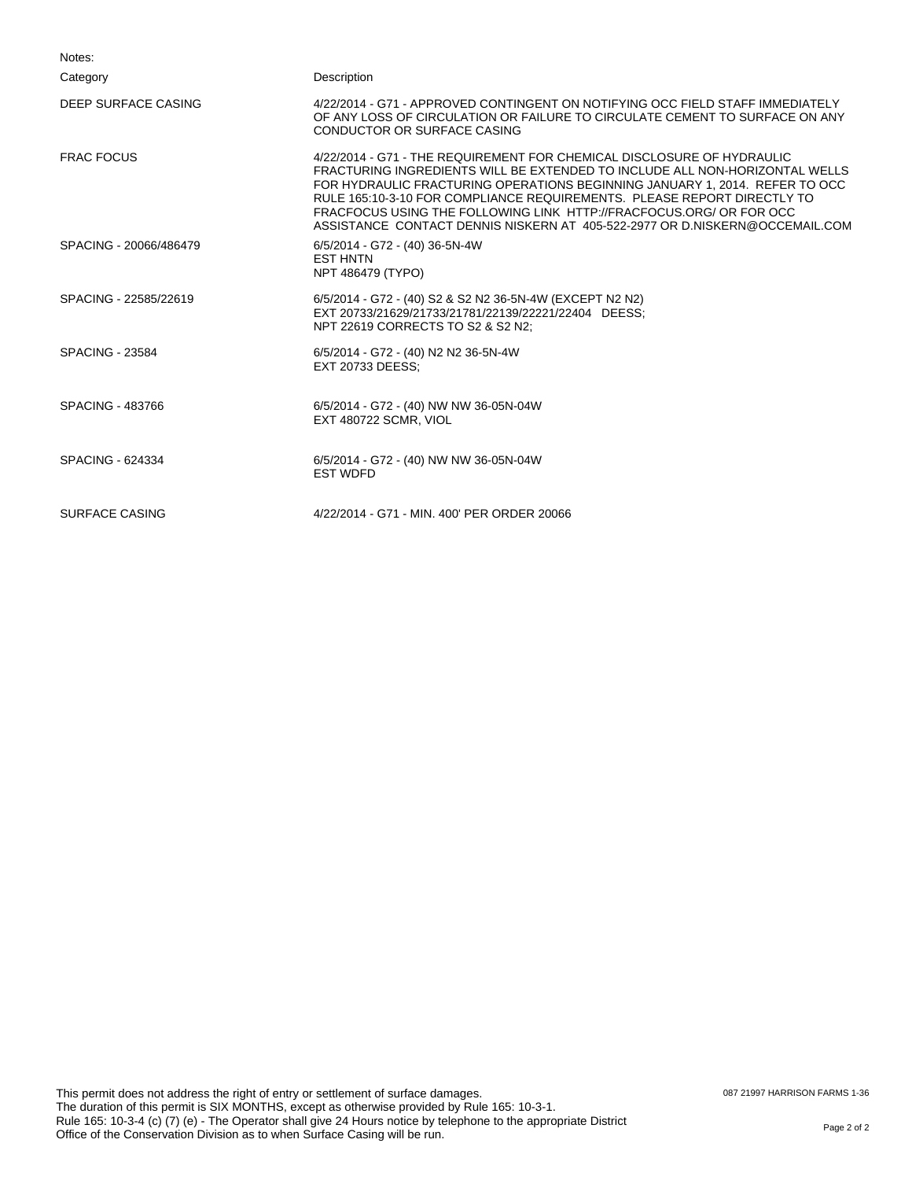Notes:

| Category | Description |
| --- | --- |
| DEEP SURFACE CASING | 4/22/2014 - G71 - APPROVED CONTINGENT ON NOTIFYING OCC FIELD STAFF IMMEDIATELY OF ANY LOSS OF CIRCULATION OR FAILURE TO CIRCULATE CEMENT TO SURFACE ON ANY CONDUCTOR OR SURFACE CASING |
| FRAC FOCUS | 4/22/2014 - G71 - THE REQUIREMENT FOR CHEMICAL DISCLOSURE OF HYDRAULIC FRACTURING INGREDIENTS WILL BE EXTENDED TO INCLUDE ALL NON-HORIZONTAL WELLS FOR HYDRAULIC FRACTURING OPERATIONS BEGINNING JANUARY 1, 2014. REFER TO OCC RULE 165:10-3-10 FOR COMPLIANCE REQUIREMENTS. PLEASE REPORT DIRECTLY TO FRACFOCUS USING THE FOLLOWING LINK HTTP://FRACFOCUS.ORG/ OR FOR OCC ASSISTANCE CONTACT DENNIS NISKERN AT 405-522-2977 OR D.NISKERN@OCCEMAIL.COM |
| SPACING - 20066/486479 | 6/5/2014 - G72 - (40) 36-5N-4W<br>EST HNTN<br>NPT 486479 (TYPO) |
| SPACING - 22585/22619 | 6/5/2014 - G72 - (40) S2 & S2 N2 36-5N-4W (EXCEPT N2 N2)<br>EXT 20733/21629/21733/21781/22139/22221/22404 DEESS;<br>NPT 22619 CORRECTS TO S2 & S2 N2; |
| SPACING - 23584 | 6/5/2014 - G72 - (40) N2 N2 36-5N-4W<br>EXT 20733 DEESS; |
| SPACING - 483766 | 6/5/2014 - G72 - (40) NW NW 36-05N-04W<br>EXT 480722 SCMR, VIOL |
| SPACING - 624334 | 6/5/2014 - G72 - (40) NW NW 36-05N-04W<br>EST WDFD |
| SURFACE CASING | 4/22/2014 - G71 - MIN. 400' PER ORDER 20066 |

This permit does not address the right of entry or settlement of surface damages.
The duration of this permit is SIX MONTHS, except as otherwise provided by Rule 165: 10-3-1.
Rule 165: 10-3-4 (c) (7) (e) - The Operator shall give 24 Hours notice by telephone to the appropriate District Office of the Conservation Division as to when Surface Casing will be run.

087 21997 HARRISON FARMS 1-36